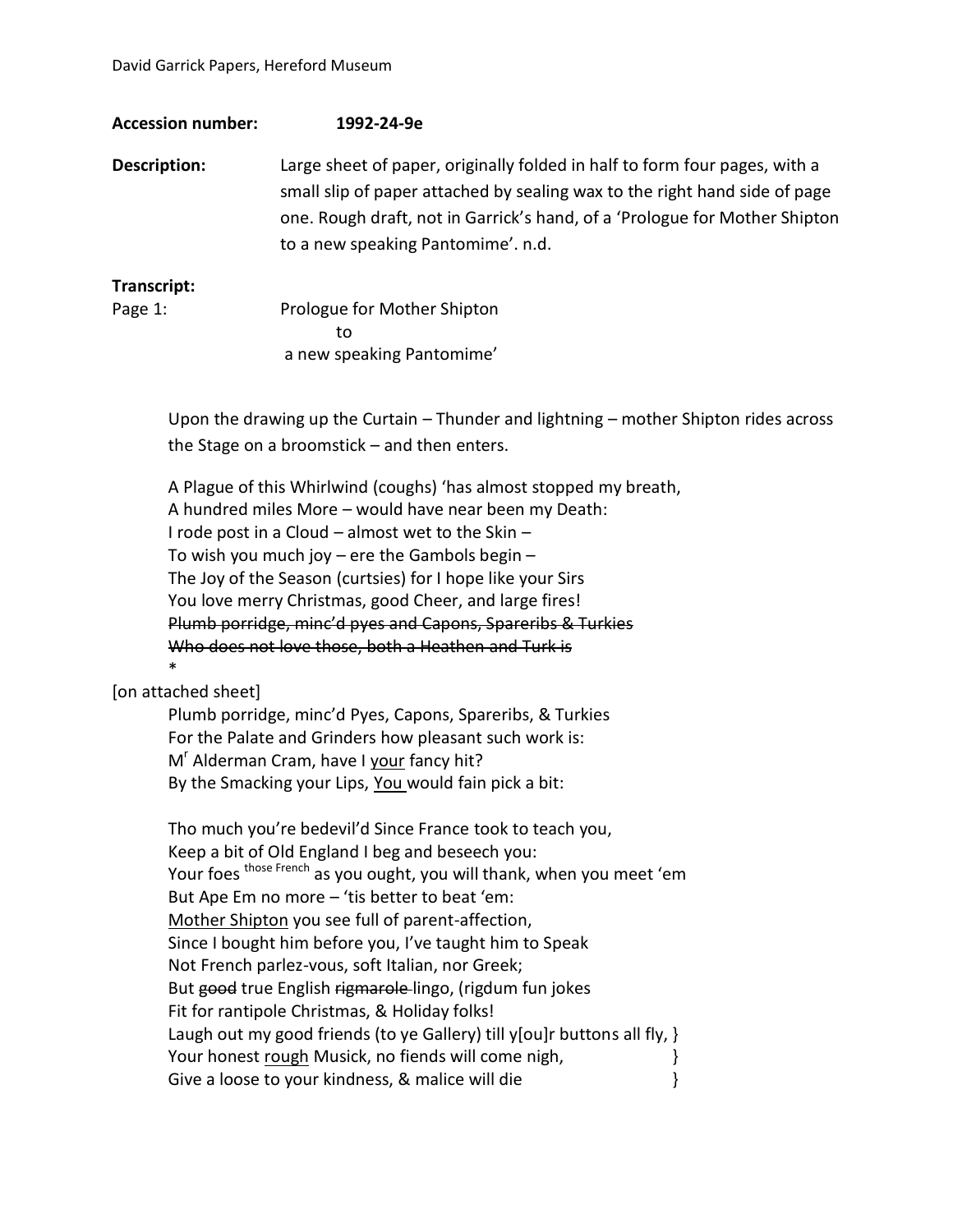**Accession number:** **1992-24-9e**

**Description:** Large sheet of paper, originally folded in half to form four pages, with a small slip of paper attached by sealing wax to the right hand side of page one. Rough draft, not in Garrick's hand, of a 'Prologue for Mother Shipton to a new speaking Pantomime'. n.d.

**Transcript:**

Page 1: Prologue for Mother Shipton
to
a new speaking Pantomime'

Upon the drawing up the Curtain – Thunder and lightning – mother Shipton rides across the Stage on a broomstick – and then enters.

A Plague of this Whirlwind (coughs) 'has almost stopped my breath,
A hundred miles More – would have near been my Death:
I rode post in a Cloud – almost wet to the Skin –
To wish you much joy – ere the Gambols begin –
The Joy of the Season (curtsies) for I hope like your Sirs
You love merry Christmas, good Cheer, and large fires!
~~Plumb porridge, minc'd pyes and Capons, Spareribs & Turkies~~
~~Who does not love those, both a Heathen and Turk is~~
*

[on attached sheet]

Plumb porridge, minc'd Pyes, Capons, Spareribs, & Turkies
For the Palate and Grinders how pleasant such work is:
Mr Alderman Cram, have I <u>your</u> fancy hit?
By the Smacking your Lips, <u>You</u> would fain pick a bit:

Tho much you're bedevil'd Since France took to teach you,
Keep a bit of Old England I beg and beseech you:
Your foes [those French] as you ought, you will thank, when you meet 'em
But Ape Em no more – 'tis better to beat 'em:
<u>Mother Shipton</u> you see full of parent-affection,
Since I bought him before you, I've taught him to Speak
Not French parlez-vous, soft Italian, nor Greek;
But ~~good~~ true English ~~rigmarole~~ lingo, (rigdum fun jokes
Fit for rantipole Christmas, & Holiday folks!
Laugh out my good friends (to ye Gallery) till y[ou]r buttons all fly, }
Your honest <u>rough</u> Musick, no fiends will come nigh, }
Give a loose to your kindness, & malice will die }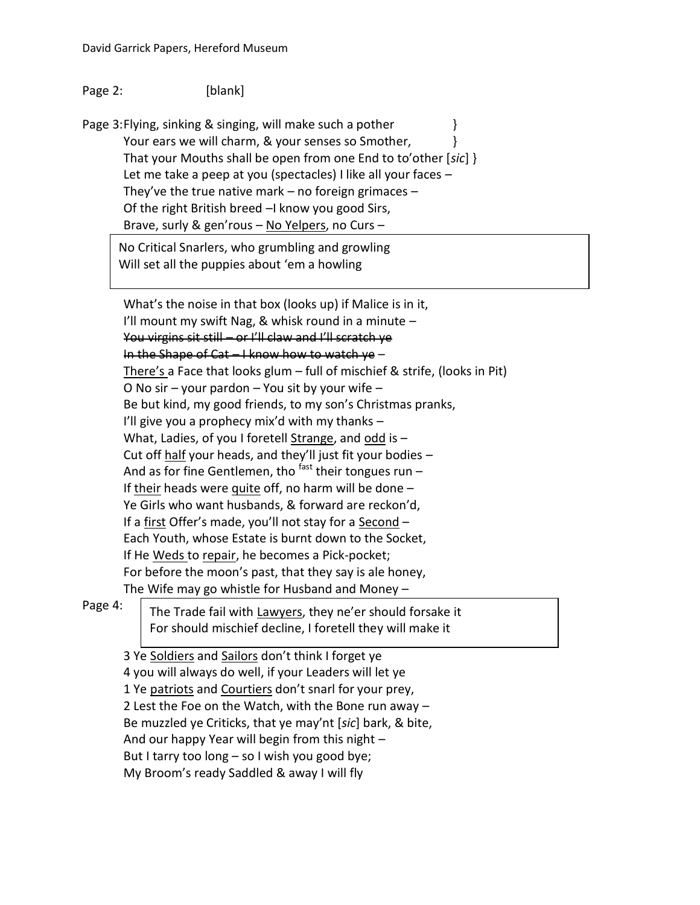Page 2: [blank]

Page 3: Flying, sinking & singing, will make such a pother }
Your ears we will charm, & your senses so Smother, }
That your Mouths shall be open from one End to to'other [*sic*] }
Let me take a peep at you (spectacles) I like all your faces –
They've the true native mark – no foreign grimaces –
Of the right British breed –I know you good Sirs,
Brave, surly & gen'rous – <u>No Yelpers</u>, no Curs –

| No Critical Snarlers, who grumbling and growling<br>Will set all the puppies about 'em a howling |
|---|

What's the noise in that box (looks up) if Malice is in it,
I'll mount my swift Nag, & whisk round in a minute –
~~You virgins sit still – or I'll claw and I'll scratch ye~~
~~In the Shape of Cat – I know how to watch ye~~ –
<u>There's</u> a Face that looks glum – full of mischief & strife, (looks in Pit)
O No sir – your pardon – You sit by your wife –
Be but kind, my good friends, to my son's Christmas pranks,
I'll give you a prophecy mix'd with my thanks –
What, Ladies, of you I foretell <u>Strange</u>, and <u>odd</u> is –
Cut off <u>half</u> your heads, and they'll just fit your bodies –
And as for fine Gentlemen, tho [fast] their tongues run –
If <u>their</u> heads were <u>quite</u> off, no harm will be done –
Ye Girls who want husbands, & forward are reckon'd,
If a <u>first</u> Offer's made, you'll not stay for a <u>Second</u> –
Each Youth, whose Estate is burnt down to the Socket,
If He <u>Weds</u> to <u>repair</u>, he becomes a Pick-pocket;
For before the moon's past, that they say is ale honey,
The Wife may go whistle for Husband and Money –

Page 4:

| The Trade fail with <u>Lawyers</u>, they ne'er should forsake it<br>For should mischief decline, I foretell they will make it |
|---|

3 Ye <u>Soldiers</u> and <u>Sailors</u> don't think I forget ye
4 you will always do well, if your Leaders will let ye
1 Ye <u>patriots</u> and <u>Courtiers</u> don't snarl for your prey,
2 Lest the Foe on the Watch, with the Bone run away –
Be muzzled ye Criticks, that ye may'nt [*sic*] bark, & bite,
And our happy Year will begin from this night –
But I tarry too long – so I wish you good bye;
My Broom's ready Saddled & away I will fly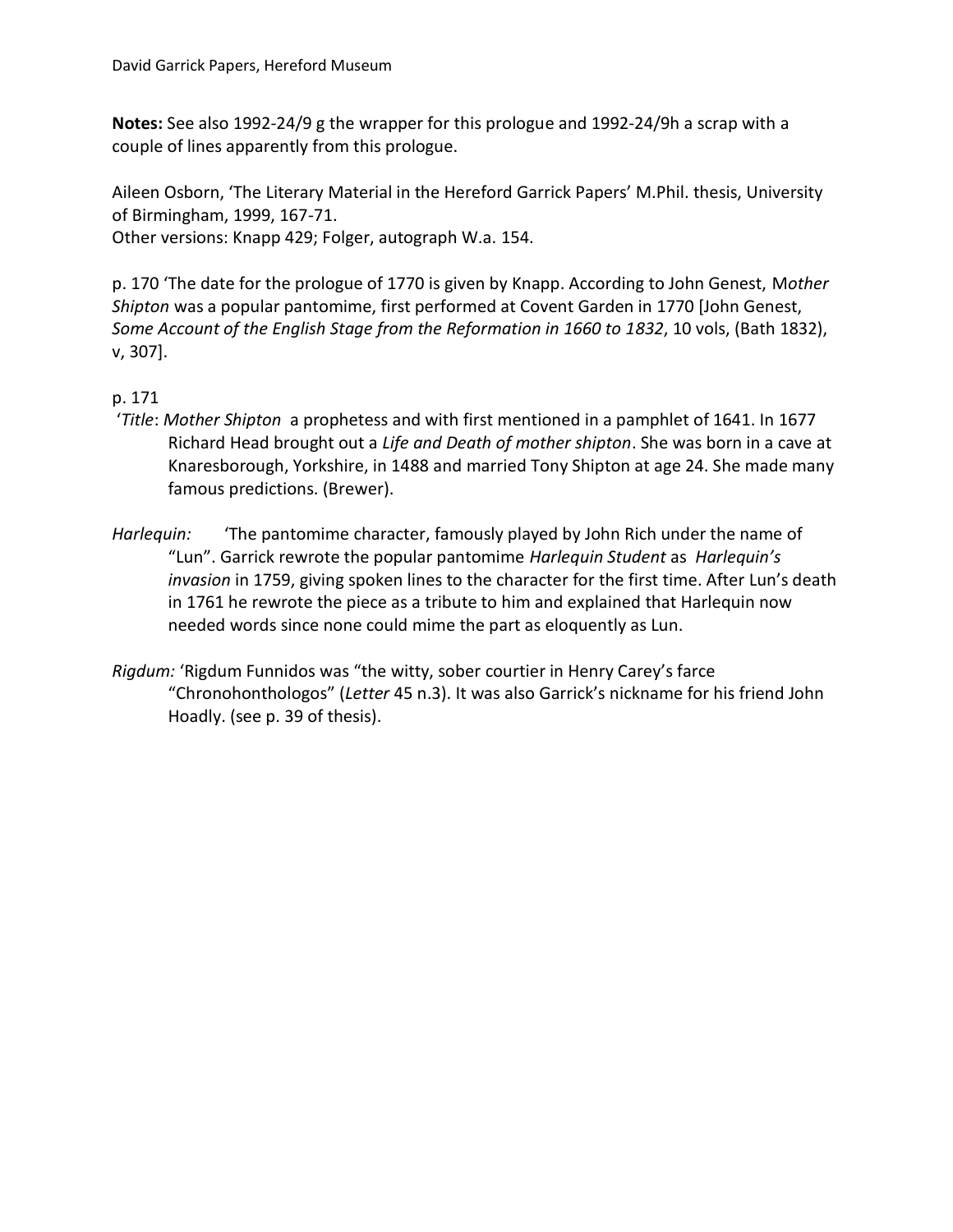**Notes:** See also 1992-24/9 g the wrapper for this prologue and 1992-24/9h a scrap with a couple of lines apparently from this prologue.

Aileen Osborn, 'The Literary Material in the Hereford Garrick Papers' M.Phil. thesis, University of Birmingham, 1999, 167-71.
Other versions: Knapp 429; Folger, autograph W.a. 154.

p. 170 'The date for the prologue of 1770 is given by Knapp. According to John Genest, M*other Shipton* was a popular pantomime, first performed at Covent Garden in 1770 [John Genest, *Some Account of the English Stage from the Reformation in 1660 to 1832*, 10 vols, (Bath 1832), v, 307].

p. 171

'*Title*: *Mother Shipton* a prophetess and with first mentioned in a pamphlet of 1641. In 1677 Richard Head brought out a *Life and Death of mother shipton*. She was born in a cave at Knaresborough, Yorkshire, in 1488 and married Tony Shipton at age 24. She made many famous predictions. (Brewer).

*Harlequin:* 'The pantomime character, famously played by John Rich under the name of "Lun". Garrick rewrote the popular pantomime *Harlequin Student* as *Harlequin's invasion* in 1759, giving spoken lines to the character for the first time. After Lun's death in 1761 he rewrote the piece as a tribute to him and explained that Harlequin now needed words since none could mime the part as eloquently as Lun.

*Rigdum:* 'Rigdum Funnidos was "the witty, sober courtier in Henry Carey's farce "Chronohonthologos" (*Letter* 45 n.3). It was also Garrick's nickname for his friend John Hoadly. (see p. 39 of thesis).